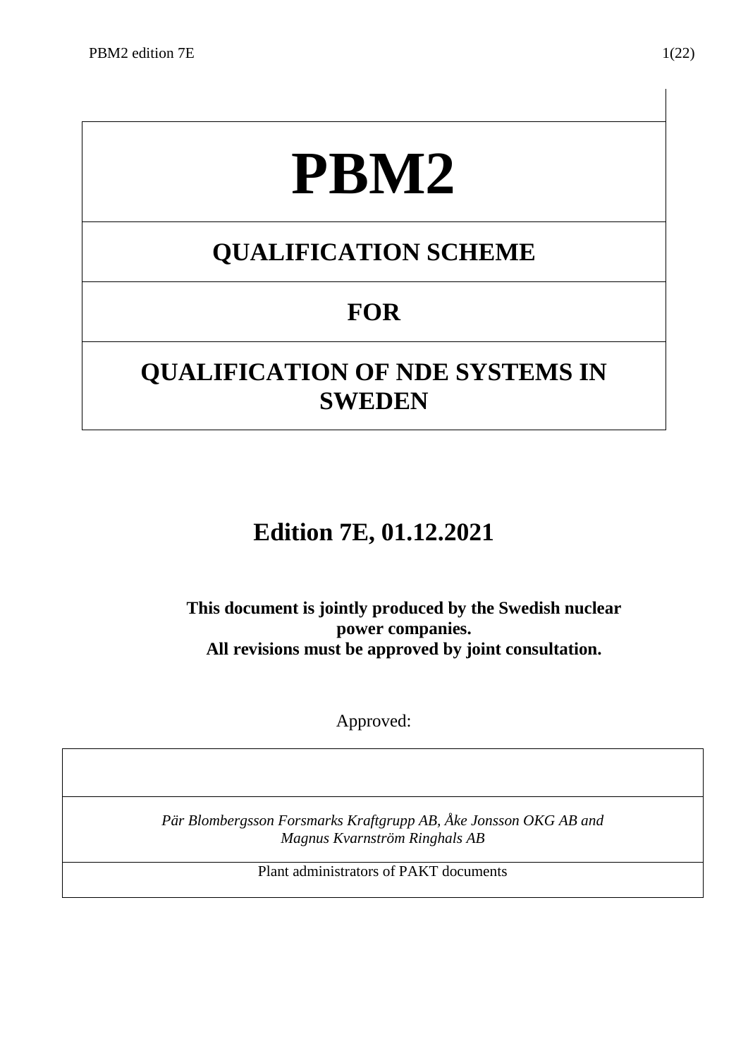# PBM2

## QUALIFICATION SCHEME

## FOR

## QUALIFICATION OF NDE SYSTEMS IN SWEDEN

## Edition 7E, 01.12.2021

**This document is jointly produced by the Swedish nuclear power companies.**
**All revisions must be approved by joint consultation.**

Approved:

| |
|---|
| |
| *Pär Blombergsson Forsmarks Kraftgrupp AB, Åke Jonsson OKG AB and Magnus Kvarnström Ringhals AB* |
| Plant administrators of PAKT documents |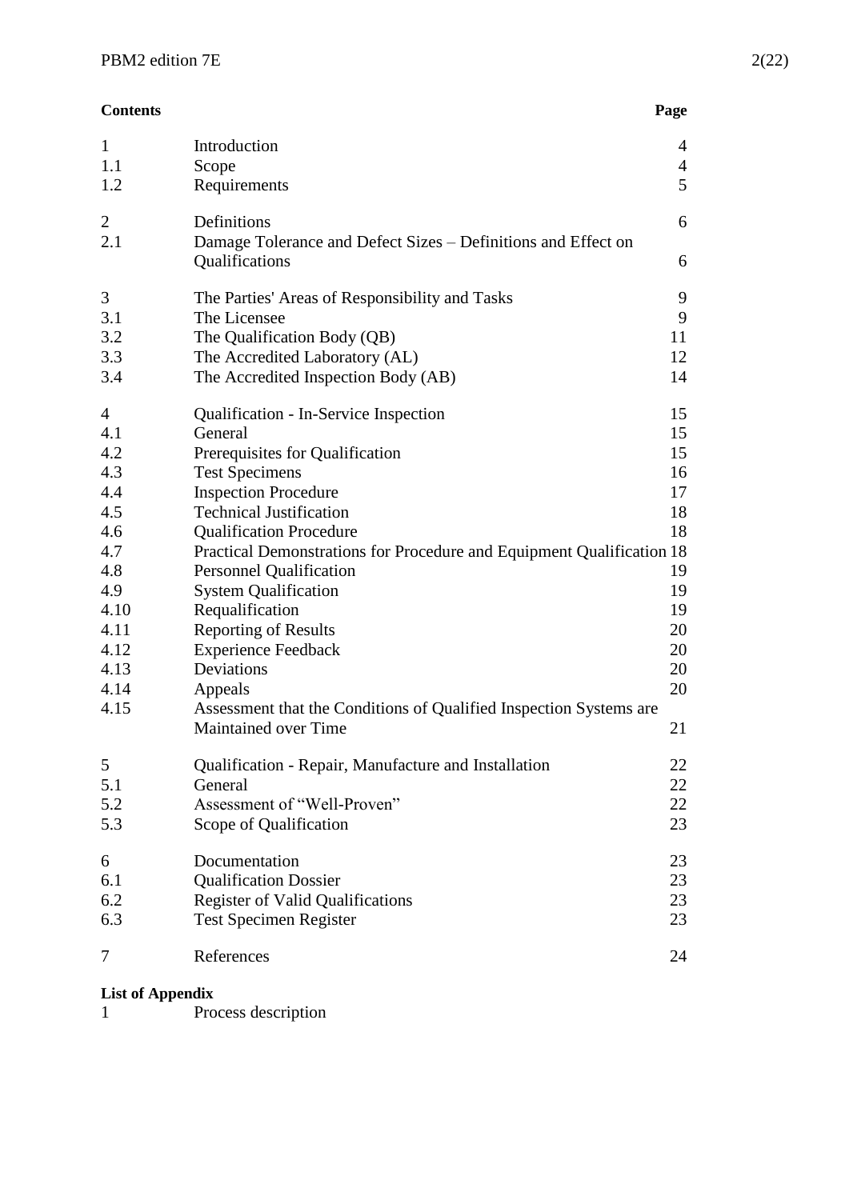**Contents** | | **Page**

| | | |
|---|---|---|
| 1 | Introduction | 4 |
| 1.1 | Scope | 4 |
| 1.2 | Requirements | 5 |
| | | |
| 2 | Definitions | 6 |
| 2.1 | Damage Tolerance and Defect Sizes – Definitions and Effect on Qualifications | 6 |
| | | |
| 3 | The Parties' Areas of Responsibility and Tasks | 9 |
| 3.1 | The Licensee | 9 |
| 3.2 | The Qualification Body (QB) | 11 |
| 3.3 | The Accredited Laboratory (AL) | 12 |
| 3.4 | The Accredited Inspection Body (AB) | 14 |
| | | |
| 4 | Qualification - In-Service Inspection | 15 |
| 4.1 | General | 15 |
| 4.2 | Prerequisites for Qualification | 15 |
| 4.3 | Test Specimens | 16 |
| 4.4 | Inspection Procedure | 17 |
| 4.5 | Technical Justification | 18 |
| 4.6 | Qualification Procedure | 18 |
| 4.7 | Practical Demonstrations for Procedure and Equipment Qualification | 18 |
| 4.8 | Personnel Qualification | 19 |
| 4.9 | System Qualification | 19 |
| 4.10 | Requalification | 19 |
| 4.11 | Reporting of Results | 20 |
| 4.12 | Experience Feedback | 20 |
| 4.13 | Deviations | 20 |
| 4.14 | Appeals | 20 |
| 4.15 | Assessment that the Conditions of Qualified Inspection Systems are Maintained over Time | 21 |
| | | |
| 5 | Qualification - Repair, Manufacture and Installation | 22 |
| 5.1 | General | 22 |
| 5.2 | Assessment of "Well-Proven" | 22 |
| 5.3 | Scope of Qualification | 23 |
| | | |
| 6 | Documentation | 23 |
| 6.1 | Qualification Dossier | 23 |
| 6.2 | Register of Valid Qualifications | 23 |
| 6.3 | Test Specimen Register | 23 |
| | | |
| 7 | References | 24 |

**List of Appendix**

1 Process description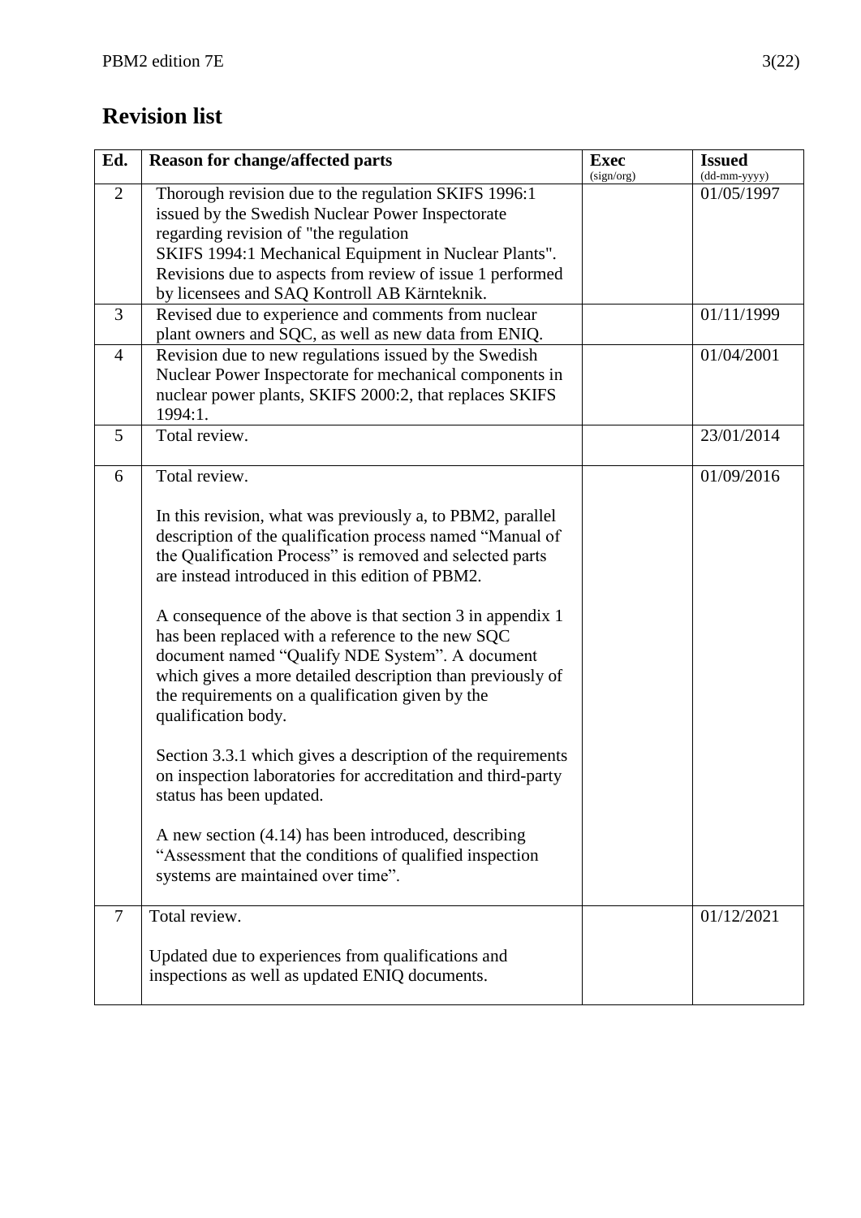# Revision list

| Ed. | Reason for change/affected parts | Exec (sign/org) | Issued (dd-mm-yyyy) |
|---|---|---|---|
| 2 | Thorough revision due to the regulation SKIFS 1996:1 issued by the Swedish Nuclear Power Inspectorate regarding revision of "the regulation SKIFS 1994:1 Mechanical Equipment in Nuclear Plants". Revisions due to aspects from review of issue 1 performed by licensees and SAQ Kontroll AB Kärnteknik. | | 01/05/1997 |
| 3 | Revised due to experience and comments from nuclear plant owners and SQC, as well as new data from ENIQ. | | 01/11/1999 |
| 4 | Revision due to new regulations issued by the Swedish Nuclear Power Inspectorate for mechanical components in nuclear power plants, SKIFS 2000:2, that replaces SKIFS 1994:1. | | 01/04/2001 |
| 5 | Total review. | | 23/01/2014 |
| 6 | Total review.<br><br>In this revision, what was previously a, to PBM2, parallel description of the qualification process named "Manual of the Qualification Process" is removed and selected parts are instead introduced in this edition of PBM2.<br><br>A consequence of the above is that section 3 in appendix 1 has been replaced with a reference to the new SQC document named "Qualify NDE System". A document which gives a more detailed description than previously of the requirements on a qualification given by the qualification body.<br><br>Section 3.3.1 which gives a description of the requirements on inspection laboratories for accreditation and third-party status has been updated.<br><br>A new section (4.14) has been introduced, describing "Assessment that the conditions of qualified inspection systems are maintained over time". | | 01/09/2016 |
| 7 | Total review.<br><br>Updated due to experiences from qualifications and inspections as well as updated ENIQ documents. | | 01/12/2021 |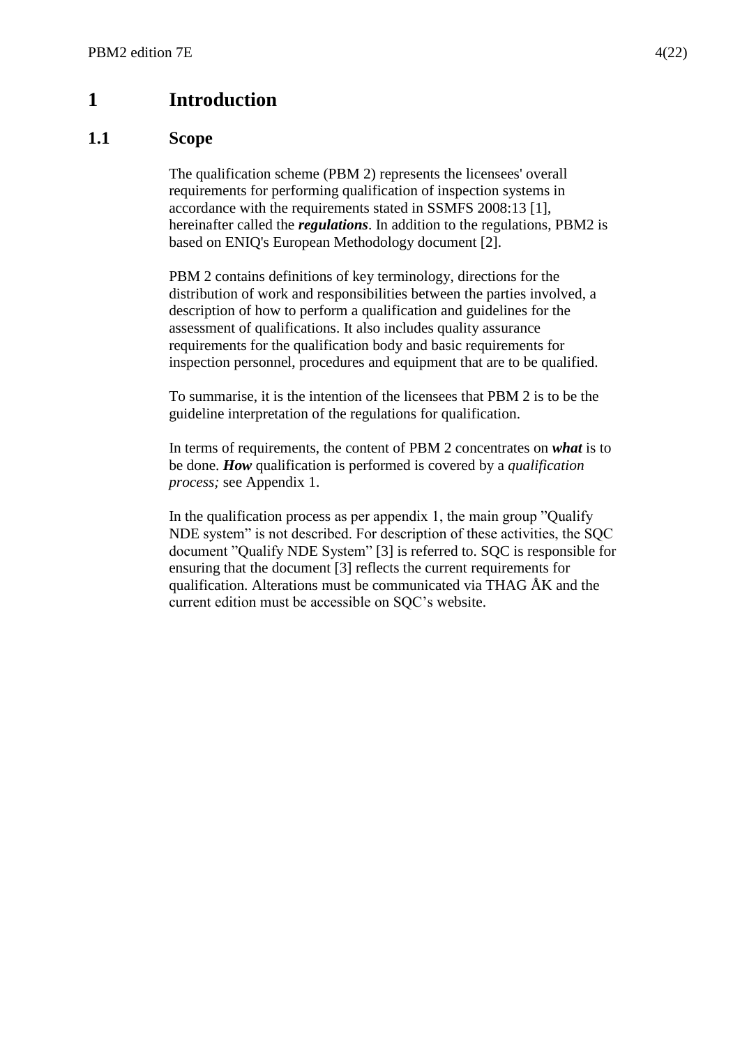# 1 Introduction

## 1.1 Scope

The qualification scheme (PBM 2) represents the licensees' overall requirements for performing qualification of inspection systems in accordance with the requirements stated in SSMFS 2008:13 [1], hereinafter called the ***regulations***. In addition to the regulations, PBM2 is based on ENIQ's European Methodology document [2].

PBM 2 contains definitions of key terminology, directions for the distribution of work and responsibilities between the parties involved, a description of how to perform a qualification and guidelines for the assessment of qualifications. It also includes quality assurance requirements for the qualification body and basic requirements for inspection personnel, procedures and equipment that are to be qualified.

To summarise, it is the intention of the licensees that PBM 2 is to be the guideline interpretation of the regulations for qualification.

In terms of requirements, the content of PBM 2 concentrates on ***what*** is to be done. ***How*** qualification is performed is covered by a *qualification process;* see Appendix 1.

In the qualification process as per appendix 1, the main group ”Qualify NDE system” is not described. For description of these activities, the SQC document ”Qualify NDE System” [3] is referred to. SQC is responsible for ensuring that the document [3] reflects the current requirements for qualification. Alterations must be communicated via THAG ÅK and the current edition must be accessible on SQC’s website.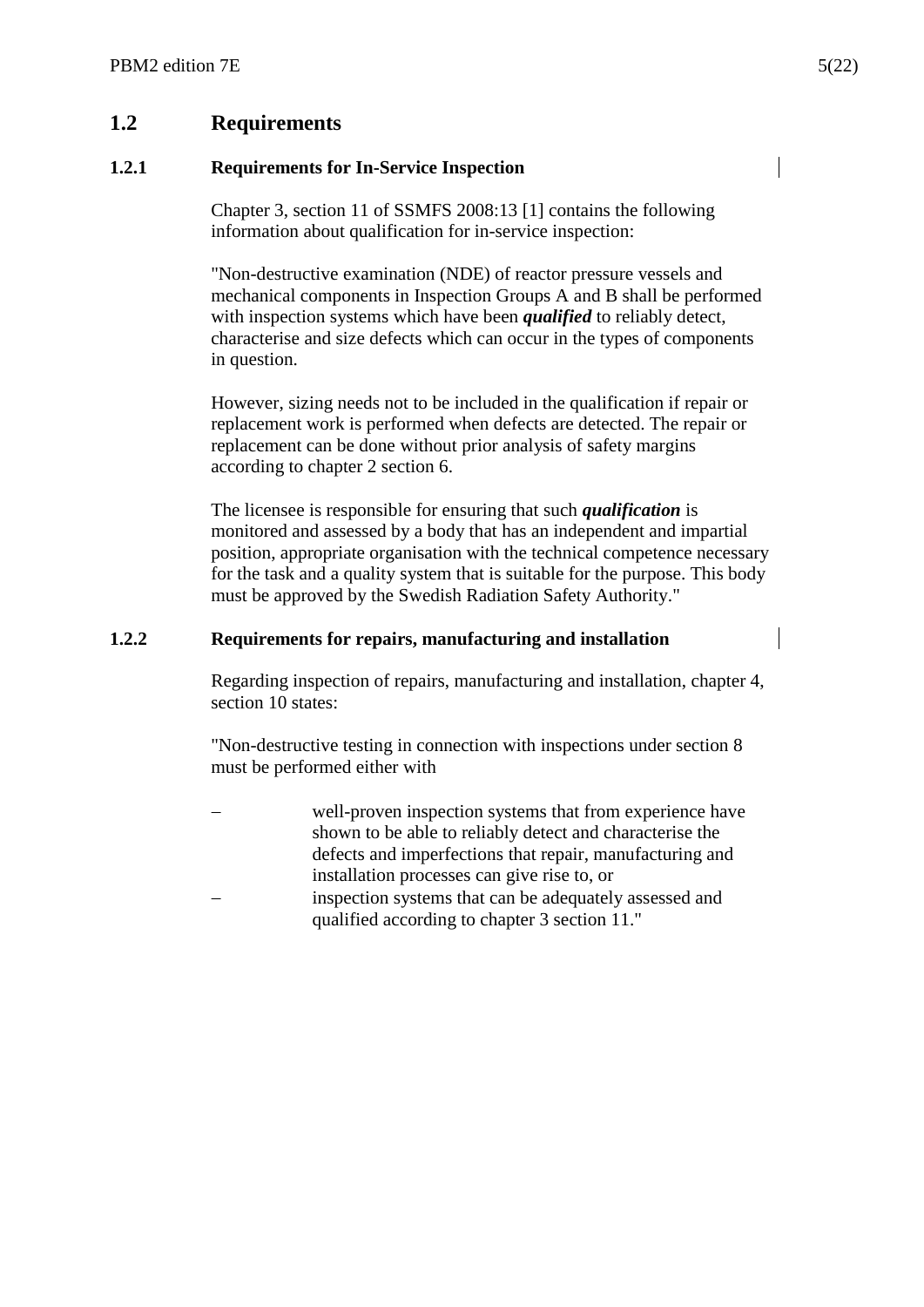## 1.2 Requirements

### 1.2.1 Requirements for In-Service Inspection

Chapter 3, section 11 of SSMFS 2008:13 [1] contains the following information about qualification for in-service inspection:

"Non-destructive examination (NDE) of reactor pressure vessels and mechanical components in Inspection Groups A and B shall be performed with inspection systems which have been ***qualified*** to reliably detect, characterise and size defects which can occur in the types of components in question.

However, sizing needs not to be included in the qualification if repair or replacement work is performed when defects are detected. The repair or replacement can be done without prior analysis of safety margins according to chapter 2 section 6.

The licensee is responsible for ensuring that such ***qualification*** is monitored and assessed by a body that has an independent and impartial position, appropriate organisation with the technical competence necessary for the task and a quality system that is suitable for the purpose. This body must be approved by the Swedish Radiation Safety Authority."

### 1.2.2 Requirements for repairs, manufacturing and installation

Regarding inspection of repairs, manufacturing and installation, chapter 4, section 10 states:

"Non-destructive testing in connection with inspections under section 8 must be performed either with

- well-proven inspection systems that from experience have shown to be able to reliably detect and characterise the defects and imperfections that repair, manufacturing and installation processes can give rise to, or
- inspection systems that can be adequately assessed and qualified according to chapter 3 section 11."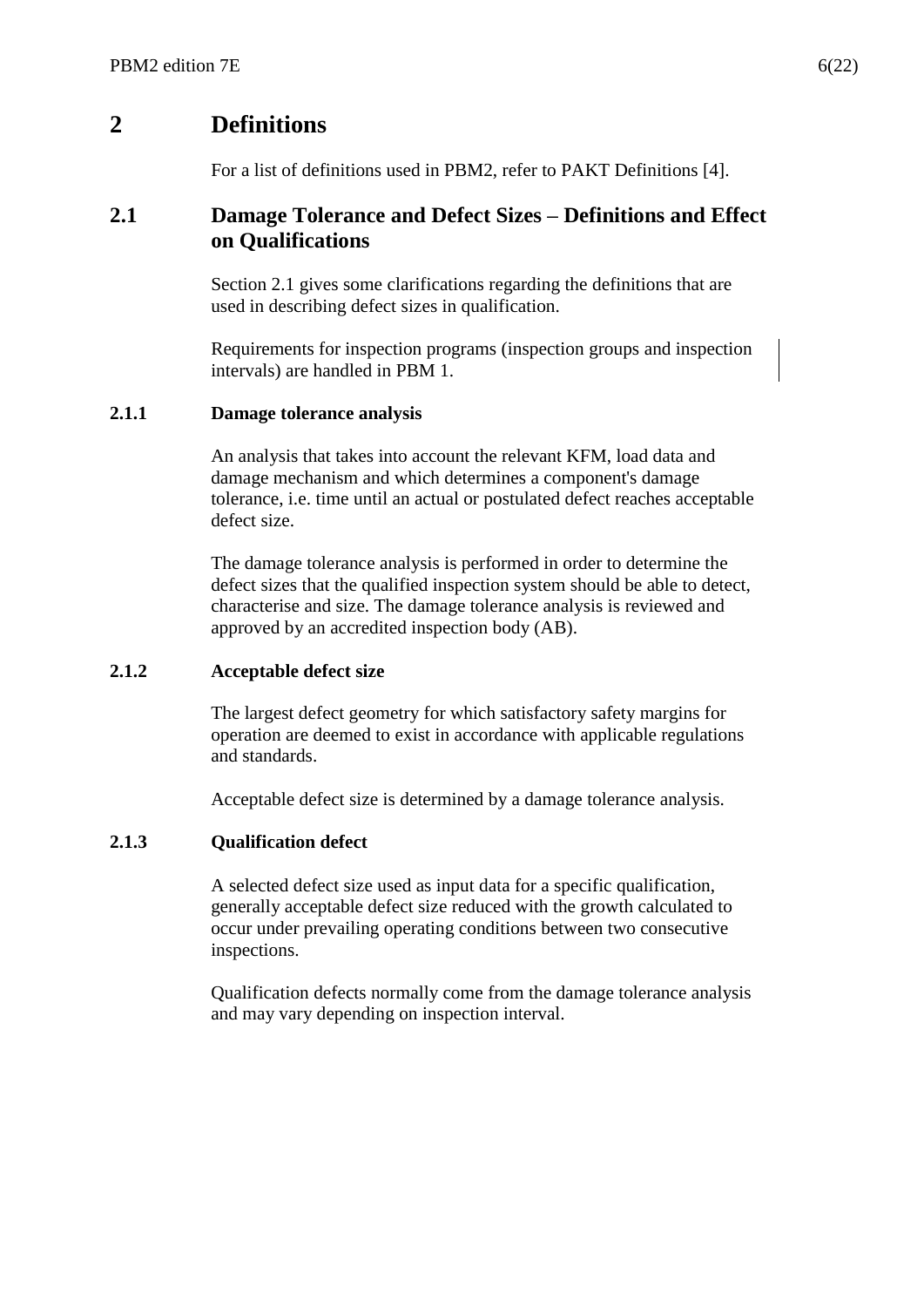# 2 Definitions

For a list of definitions used in PBM2, refer to PAKT Definitions [4].

## 2.1 Damage Tolerance and Defect Sizes – Definitions and Effect on Qualifications

Section 2.1 gives some clarifications regarding the definitions that are used in describing defect sizes in qualification.

Requirements for inspection programs (inspection groups and inspection intervals) are handled in PBM 1.

### 2.1.1 Damage tolerance analysis

An analysis that takes into account the relevant KFM, load data and damage mechanism and which determines a component's damage tolerance, i.e. time until an actual or postulated defect reaches acceptable defect size.

The damage tolerance analysis is performed in order to determine the defect sizes that the qualified inspection system should be able to detect, characterise and size. The damage tolerance analysis is reviewed and approved by an accredited inspection body (AB).

### 2.1.2 Acceptable defect size

The largest defect geometry for which satisfactory safety margins for operation are deemed to exist in accordance with applicable regulations and standards.

Acceptable defect size is determined by a damage tolerance analysis.

### 2.1.3 Qualification defect

A selected defect size used as input data for a specific qualification, generally acceptable defect size reduced with the growth calculated to occur under prevailing operating conditions between two consecutive inspections.

Qualification defects normally come from the damage tolerance analysis and may vary depending on inspection interval.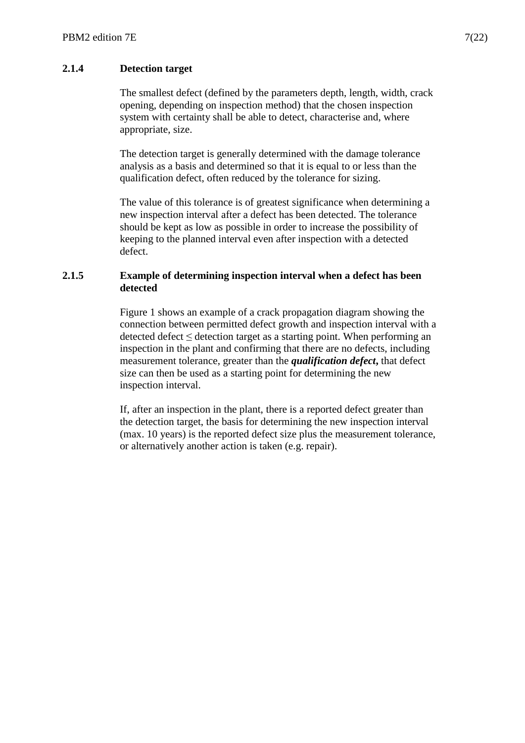### 2.1.4 Detection target

The smallest defect (defined by the parameters depth, length, width, crack opening, depending on inspection method) that the chosen inspection system with certainty shall be able to detect, characterise and, where appropriate, size.

The detection target is generally determined with the damage tolerance analysis as a basis and determined so that it is equal to or less than the qualification defect, often reduced by the tolerance for sizing.

The value of this tolerance is of greatest significance when determining a new inspection interval after a defect has been detected. The tolerance should be kept as low as possible in order to increase the possibility of keeping to the planned interval even after inspection with a detected defect.

### 2.1.5 Example of determining inspection interval when a defect has been detected

Figure 1 shows an example of a crack propagation diagram showing the connection between permitted defect growth and inspection interval with a detected defect ≤ detection target as a starting point. When performing an inspection in the plant and confirming that there are no defects, including measurement tolerance, greater than the ***qualification defect*,** that defect size can then be used as a starting point for determining the new inspection interval.

If, after an inspection in the plant, there is a reported defect greater than the detection target, the basis for determining the new inspection interval (max. 10 years) is the reported defect size plus the measurement tolerance, or alternatively another action is taken (e.g. repair).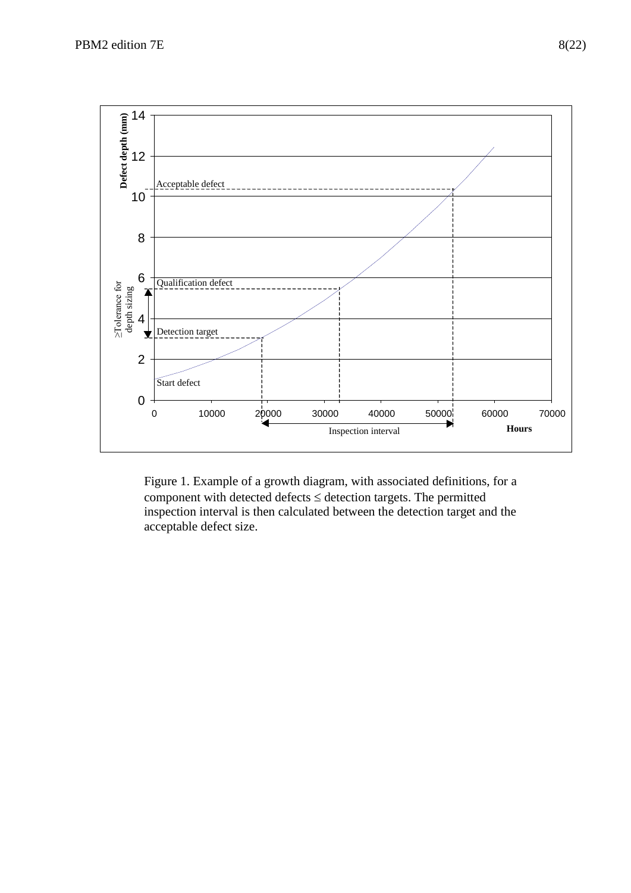Figure 1. Example of a growth diagram, with associated definitions, for a component with detected defects ≤ detection targets. The permitted inspection interval is then calculated between the detection target and the acceptable defect size.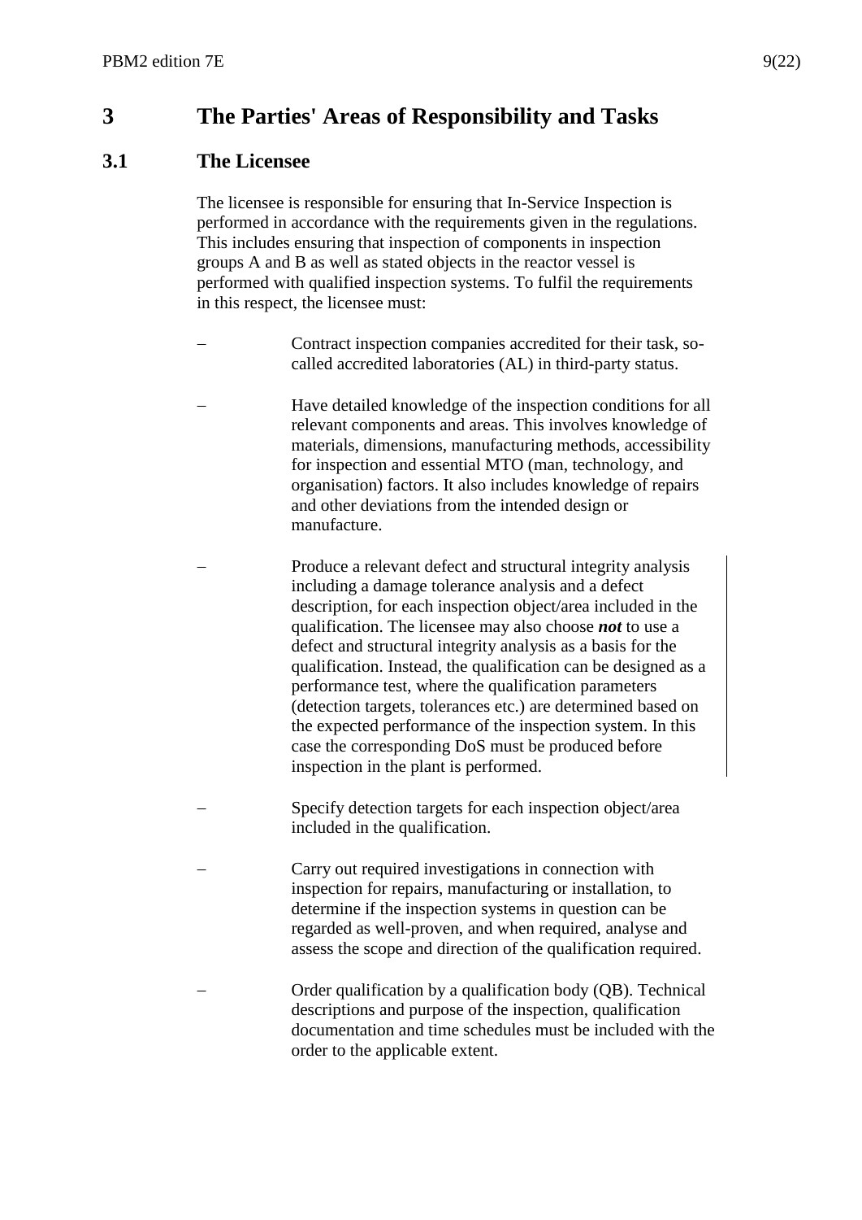# 3 The Parties' Areas of Responsibility and Tasks

## 3.1 The Licensee

The licensee is responsible for ensuring that In-Service Inspection is performed in accordance with the requirements given in the regulations. This includes ensuring that inspection of components in inspection groups A and B as well as stated objects in the reactor vessel is performed with qualified inspection systems. To fulfil the requirements in this respect, the licensee must:

- Contract inspection companies accredited for their task, so-called accredited laboratories (AL) in third-party status.
- Have detailed knowledge of the inspection conditions for all relevant components and areas. This involves knowledge of materials, dimensions, manufacturing methods, accessibility for inspection and essential MTO (man, technology, and organisation) factors. It also includes knowledge of repairs and other deviations from the intended design or manufacture.
- Produce a relevant defect and structural integrity analysis including a damage tolerance analysis and a defect description, for each inspection object/area included in the qualification. The licensee may also choose ***not*** to use a defect and structural integrity analysis as a basis for the qualification. Instead, the qualification can be designed as a performance test, where the qualification parameters (detection targets, tolerances etc.) are determined based on the expected performance of the inspection system. In this case the corresponding DoS must be produced before inspection in the plant is performed.
- Specify detection targets for each inspection object/area included in the qualification.
- Carry out required investigations in connection with inspection for repairs, manufacturing or installation, to determine if the inspection systems in question can be regarded as well-proven, and when required, analyse and assess the scope and direction of the qualification required.
- Order qualification by a qualification body (QB). Technical descriptions and purpose of the inspection, qualification documentation and time schedules must be included with the order to the applicable extent.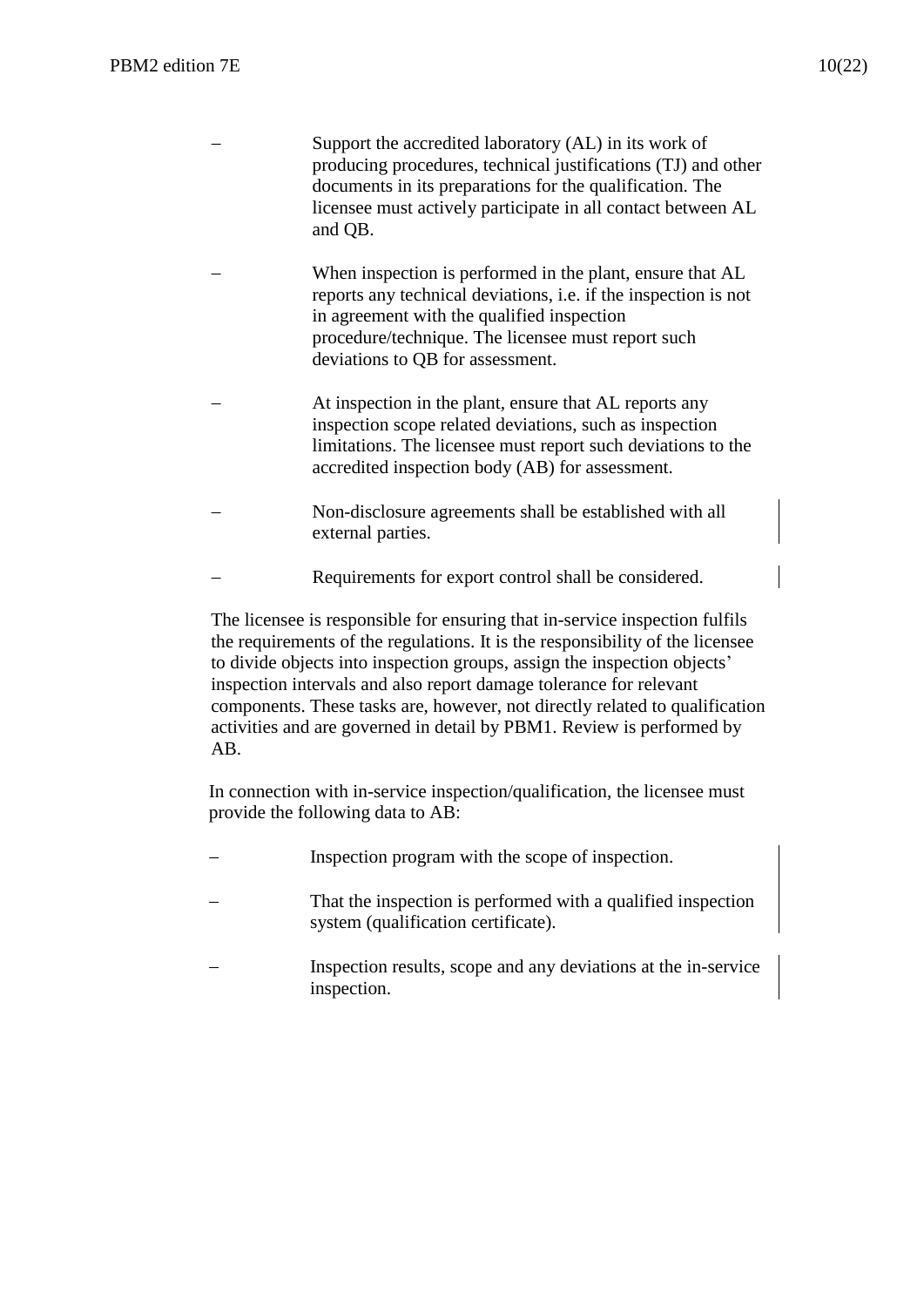- Support the accredited laboratory (AL) in its work of producing procedures, technical justifications (TJ) and other documents in its preparations for the qualification. The licensee must actively participate in all contact between AL and QB.

- When inspection is performed in the plant, ensure that AL reports any technical deviations, i.e. if the inspection is not in agreement with the qualified inspection procedure/technique. The licensee must report such deviations to QB for assessment.

- At inspection in the plant, ensure that AL reports any inspection scope related deviations, such as inspection limitations. The licensee must report such deviations to the accredited inspection body (AB) for assessment.

- Non-disclosure agreements shall be established with all external parties.

- Requirements for export control shall be considered.

The licensee is responsible for ensuring that in-service inspection fulfils the requirements of the regulations. It is the responsibility of the licensee to divide objects into inspection groups, assign the inspection objects' inspection intervals and also report damage tolerance for relevant components. These tasks are, however, not directly related to qualification activities and are governed in detail by PBM1. Review is performed by AB.

In connection with in-service inspection/qualification, the licensee must provide the following data to AB:

- Inspection program with the scope of inspection.

- That the inspection is performed with a qualified inspection system (qualification certificate).

- Inspection results, scope and any deviations at the in-service inspection.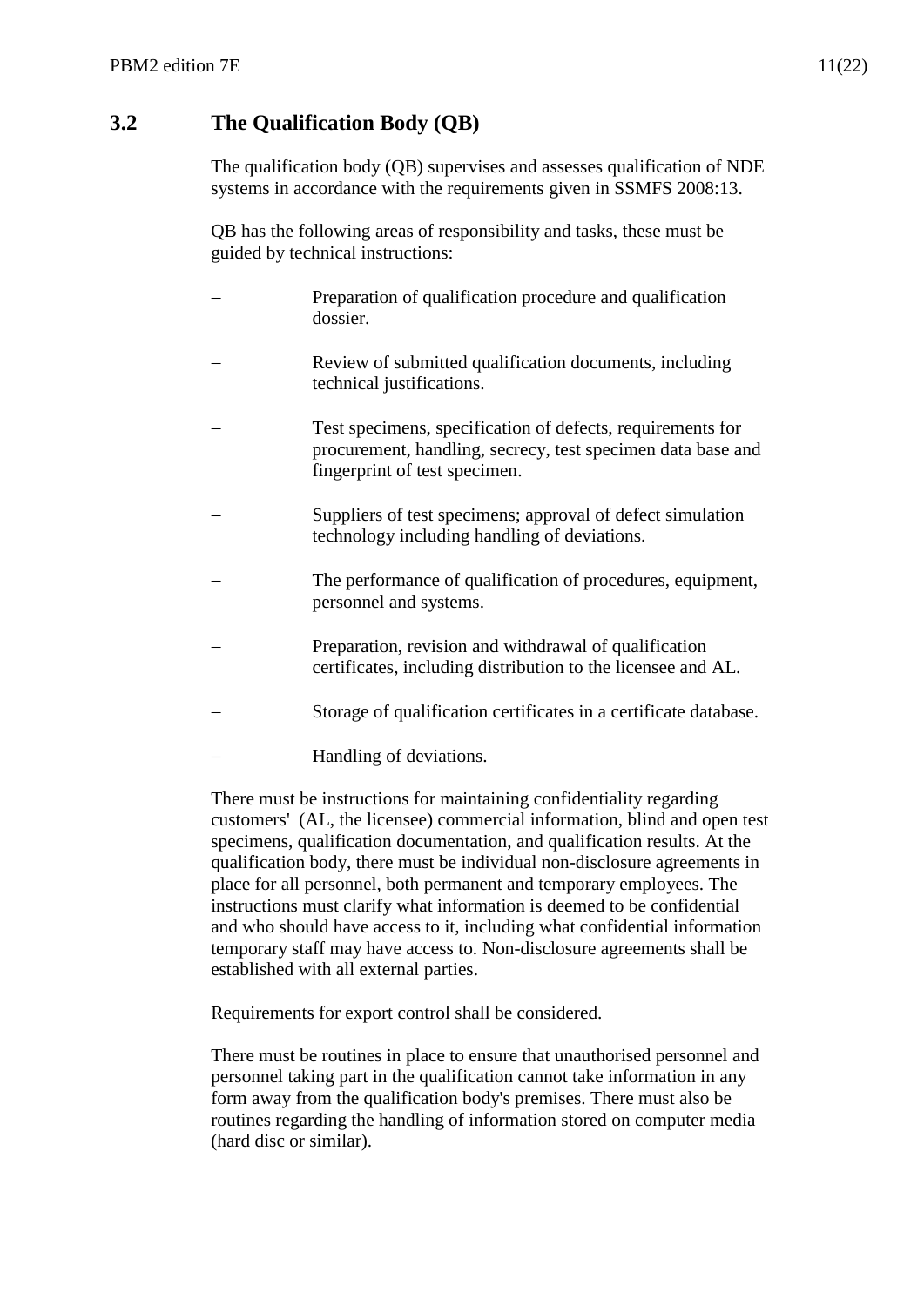## 3.2 The Qualification Body (QB)

The qualification body (QB) supervises and assesses qualification of NDE systems in accordance with the requirements given in SSMFS 2008:13.

QB has the following areas of responsibility and tasks, these must be guided by technical instructions:

- Preparation of qualification procedure and qualification dossier.
- Review of submitted qualification documents, including technical justifications.
- Test specimens, specification of defects, requirements for procurement, handling, secrecy, test specimen data base and fingerprint of test specimen.
- Suppliers of test specimens; approval of defect simulation technology including handling of deviations.
- The performance of qualification of procedures, equipment, personnel and systems.
- Preparation, revision and withdrawal of qualification certificates, including distribution to the licensee and AL.
- Storage of qualification certificates in a certificate database.
- Handling of deviations.

There must be instructions for maintaining confidentiality regarding customers' (AL, the licensee) commercial information, blind and open test specimens, qualification documentation, and qualification results. At the qualification body, there must be individual non-disclosure agreements in place for all personnel, both permanent and temporary employees. The instructions must clarify what information is deemed to be confidential and who should have access to it, including what confidential information temporary staff may have access to. Non-disclosure agreements shall be established with all external parties.

Requirements for export control shall be considered.

There must be routines in place to ensure that unauthorised personnel and personnel taking part in the qualification cannot take information in any form away from the qualification body's premises. There must also be routines regarding the handling of information stored on computer media (hard disc or similar).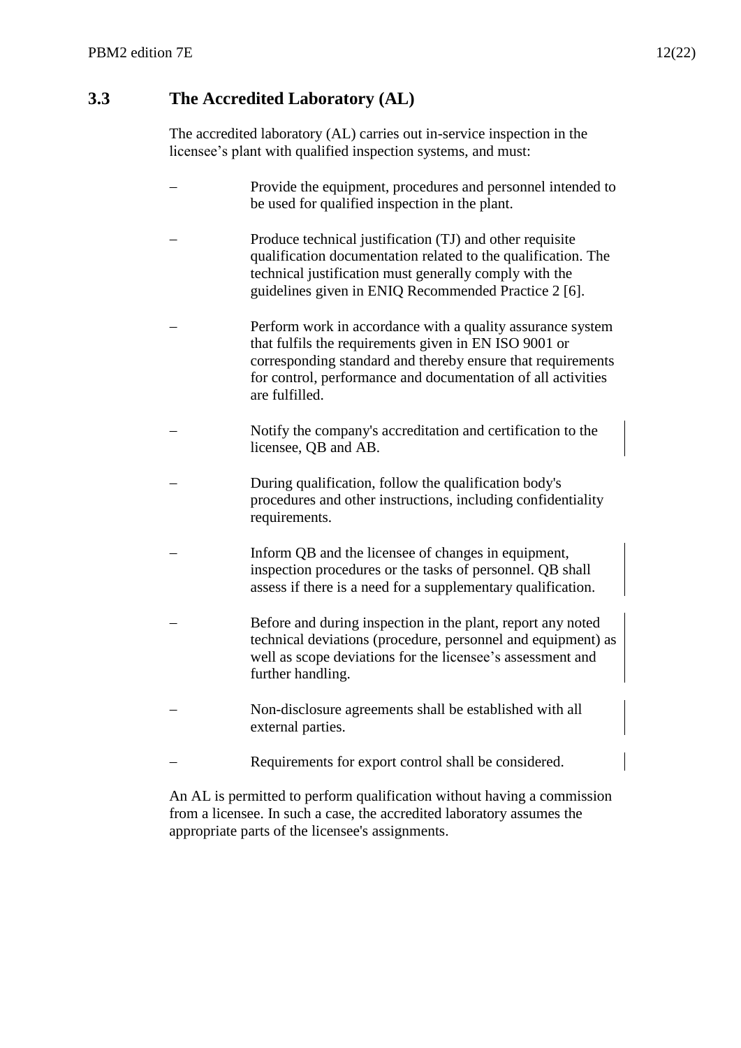## 3.3 The Accredited Laboratory (AL)

The accredited laboratory (AL) carries out in-service inspection in the licensee's plant with qualified inspection systems, and must:

- Provide the equipment, procedures and personnel intended to be used for qualified inspection in the plant.
- Produce technical justification (TJ) and other requisite qualification documentation related to the qualification. The technical justification must generally comply with the guidelines given in ENIQ Recommended Practice 2 [6].
- Perform work in accordance with a quality assurance system that fulfils the requirements given in EN ISO 9001 or corresponding standard and thereby ensure that requirements for control, performance and documentation of all activities are fulfilled.
- Notify the company's accreditation and certification to the licensee, QB and AB.
- During qualification, follow the qualification body's procedures and other instructions, including confidentiality requirements.
- Inform QB and the licensee of changes in equipment, inspection procedures or the tasks of personnel. QB shall assess if there is a need for a supplementary qualification.
- Before and during inspection in the plant, report any noted technical deviations (procedure, personnel and equipment) as well as scope deviations for the licensee's assessment and further handling.
- Non-disclosure agreements shall be established with all external parties.
- Requirements for export control shall be considered.

An AL is permitted to perform qualification without having a commission from a licensee. In such a case, the accredited laboratory assumes the appropriate parts of the licensee's assignments.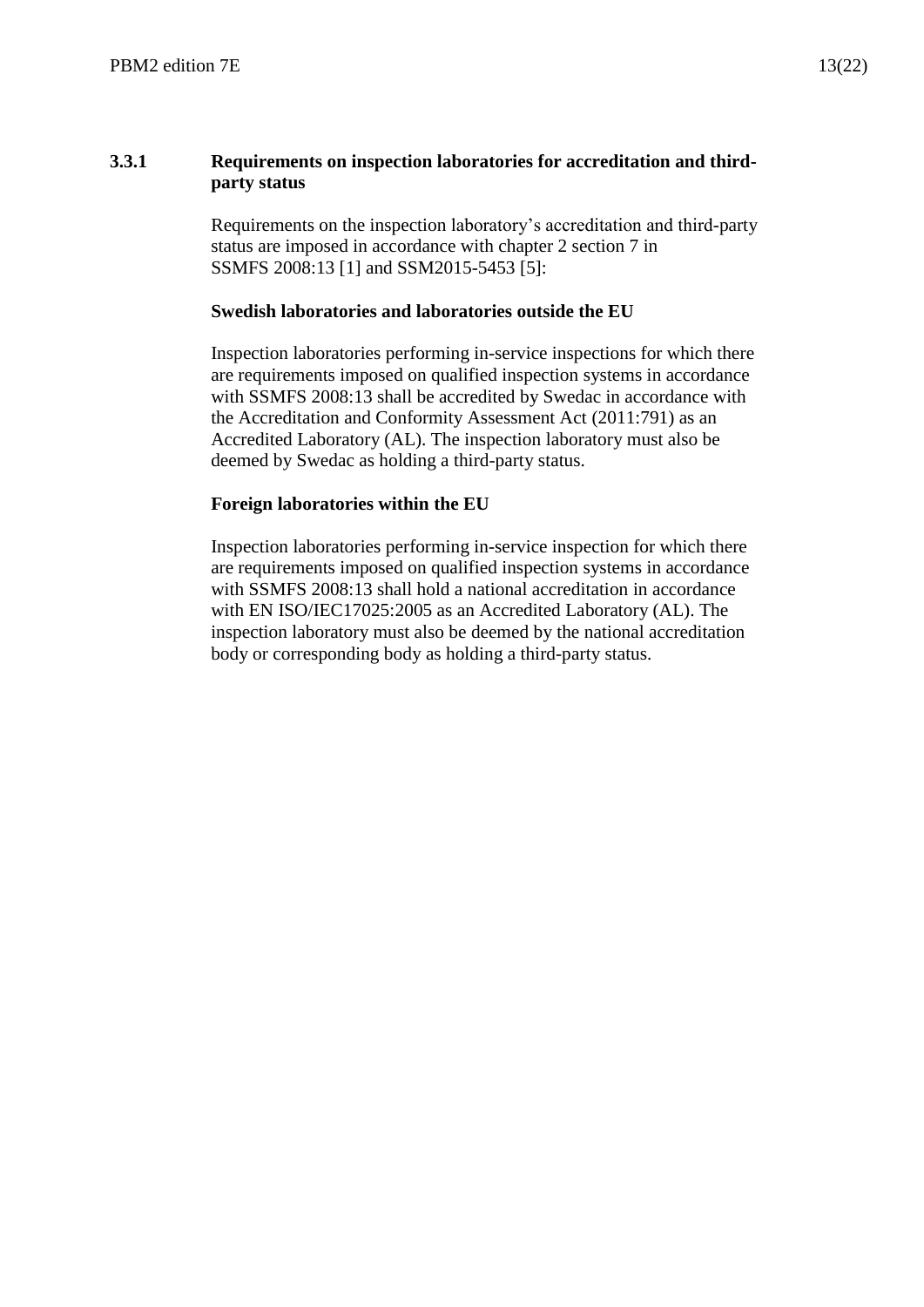### 3.3.1 Requirements on inspection laboratories for accreditation and third-party status

Requirements on the inspection laboratory's accreditation and third-party status are imposed in accordance with chapter 2 section 7 in SSMFS 2008:13 [1] and SSM2015-5453 [5]:

**Swedish laboratories and laboratories outside the EU**

Inspection laboratories performing in-service inspections for which there are requirements imposed on qualified inspection systems in accordance with SSMFS 2008:13 shall be accredited by Swedac in accordance with the Accreditation and Conformity Assessment Act (2011:791) as an Accredited Laboratory (AL). The inspection laboratory must also be deemed by Swedac as holding a third-party status.

**Foreign laboratories within the EU**

Inspection laboratories performing in-service inspection for which there are requirements imposed on qualified inspection systems in accordance with SSMFS 2008:13 shall hold a national accreditation in accordance with EN ISO/IEC17025:2005 as an Accredited Laboratory (AL). The inspection laboratory must also be deemed by the national accreditation body or corresponding body as holding a third-party status.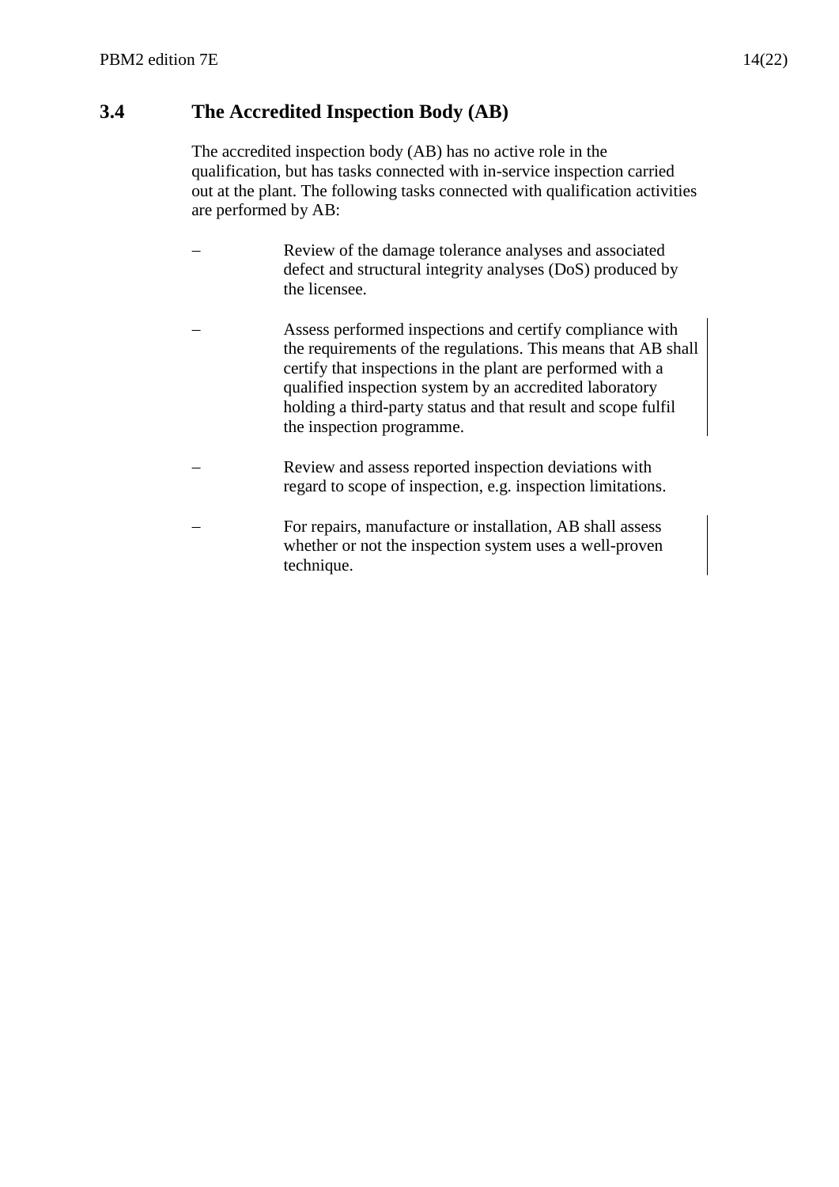## 3.4 The Accredited Inspection Body (AB)

The accredited inspection body (AB) has no active role in the qualification, but has tasks connected with in-service inspection carried out at the plant. The following tasks connected with qualification activities are performed by AB:

- Review of the damage tolerance analyses and associated defect and structural integrity analyses (DoS) produced by the licensee.

- Assess performed inspections and certify compliance with the requirements of the regulations. This means that AB shall certify that inspections in the plant are performed with a qualified inspection system by an accredited laboratory holding a third-party status and that result and scope fulfil the inspection programme.

- Review and assess reported inspection deviations with regard to scope of inspection, e.g. inspection limitations.

- For repairs, manufacture or installation, AB shall assess whether or not the inspection system uses a well-proven technique.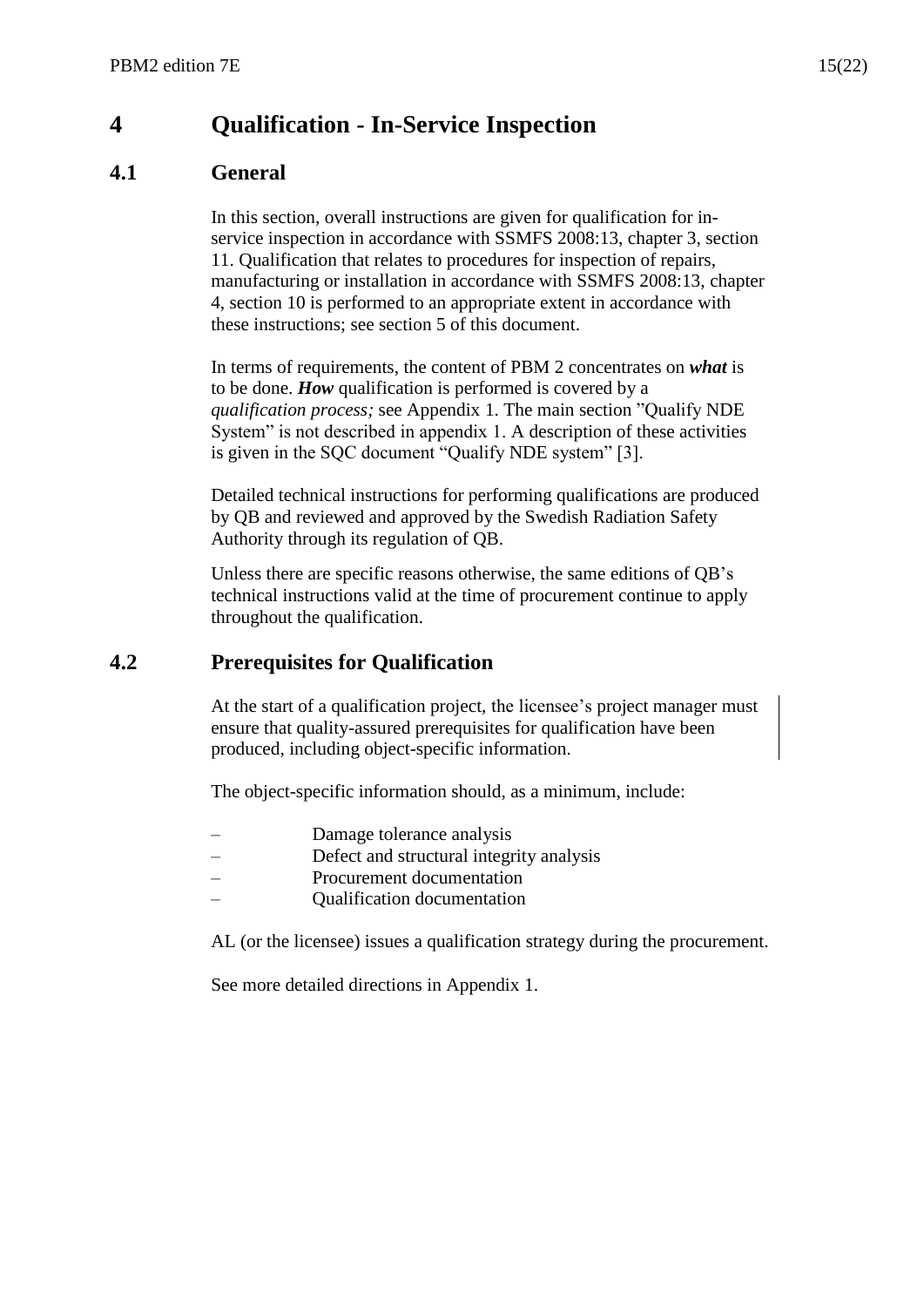# 4 Qualification - In-Service Inspection

## 4.1 General

In this section, overall instructions are given for qualification for in-service inspection in accordance with SSMFS 2008:13, chapter 3, section 11. Qualification that relates to procedures for inspection of repairs, manufacturing or installation in accordance with SSMFS 2008:13, chapter 4, section 10 is performed to an appropriate extent in accordance with these instructions; see section 5 of this document.

In terms of requirements, the content of PBM 2 concentrates on ***what*** is to be done. ***How*** qualification is performed is covered by a *qualification process;* see Appendix 1. The main section "Qualify NDE System" is not described in appendix 1. A description of these activities is given in the SQC document "Qualify NDE system" [3].

Detailed technical instructions for performing qualifications are produced by QB and reviewed and approved by the Swedish Radiation Safety Authority through its regulation of QB.

Unless there are specific reasons otherwise, the same editions of QB's technical instructions valid at the time of procurement continue to apply throughout the qualification.

## 4.2 Prerequisites for Qualification

At the start of a qualification project, the licensee's project manager must ensure that quality-assured prerequisites for qualification have been produced, including object-specific information.

The object-specific information should, as a minimum, include:

- Damage tolerance analysis
- Defect and structural integrity analysis
- Procurement documentation
- Qualification documentation

AL (or the licensee) issues a qualification strategy during the procurement.

See more detailed directions in Appendix 1.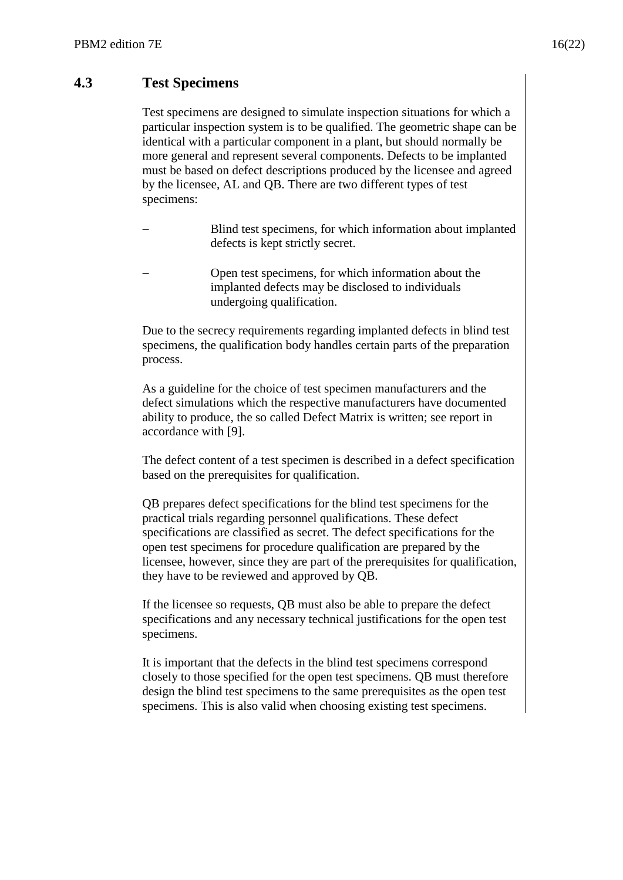## 4.3 Test Specimens

Test specimens are designed to simulate inspection situations for which a particular inspection system is to be qualified. The geometric shape can be identical with a particular component in a plant, but should normally be more general and represent several components. Defects to be implanted must be based on defect descriptions produced by the licensee and agreed by the licensee, AL and QB. There are two different types of test specimens:

– Blind test specimens, for which information about implanted defects is kept strictly secret.

– Open test specimens, for which information about the implanted defects may be disclosed to individuals undergoing qualification.

Due to the secrecy requirements regarding implanted defects in blind test specimens, the qualification body handles certain parts of the preparation process.

As a guideline for the choice of test specimen manufacturers and the defect simulations which the respective manufacturers have documented ability to produce, the so called Defect Matrix is written; see report in accordance with [9].

The defect content of a test specimen is described in a defect specification based on the prerequisites for qualification.

QB prepares defect specifications for the blind test specimens for the practical trials regarding personnel qualifications. These defect specifications are classified as secret. The defect specifications for the open test specimens for procedure qualification are prepared by the licensee, however, since they are part of the prerequisites for qualification, they have to be reviewed and approved by QB.

If the licensee so requests, QB must also be able to prepare the defect specifications and any necessary technical justifications for the open test specimens.

It is important that the defects in the blind test specimens correspond closely to those specified for the open test specimens. QB must therefore design the blind test specimens to the same prerequisites as the open test specimens. This is also valid when choosing existing test specimens.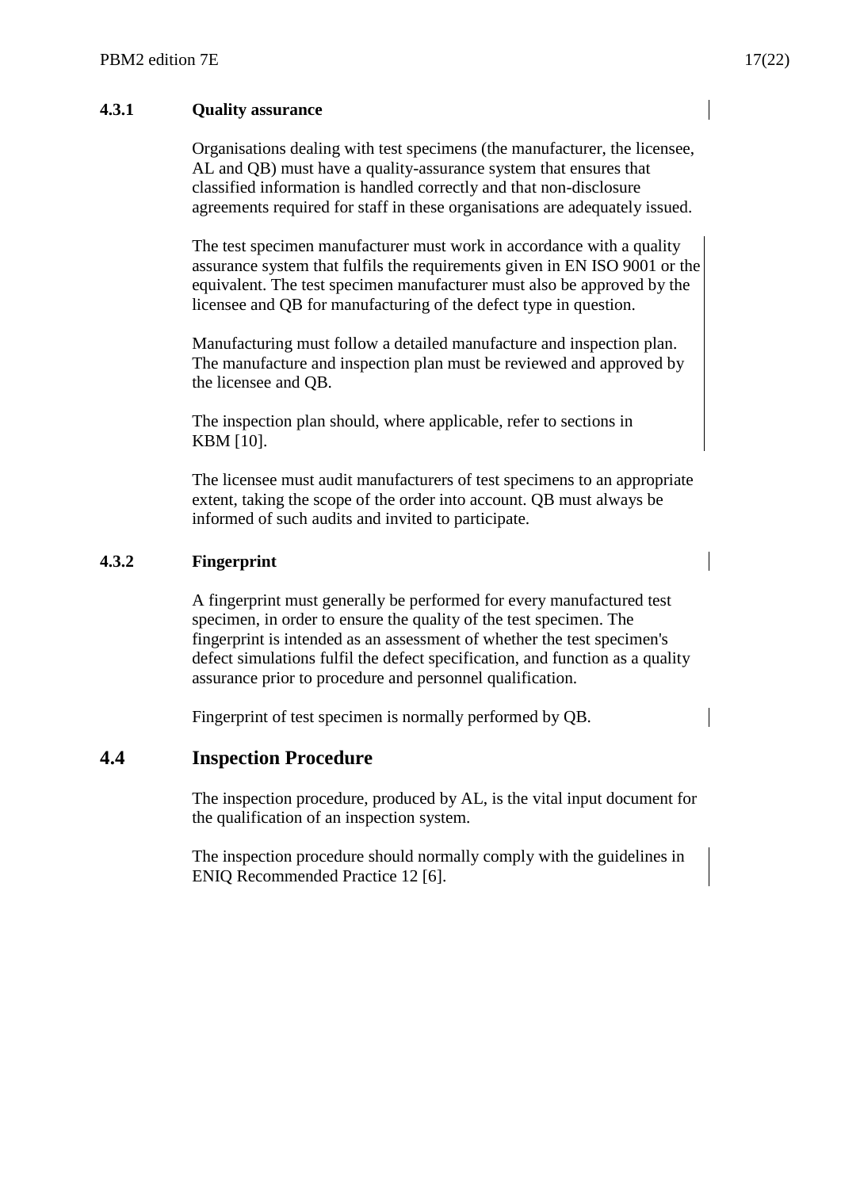#### 4.3.1 Quality assurance

Organisations dealing with test specimens (the manufacturer, the licensee, AL and QB) must have a quality-assurance system that ensures that classified information is handled correctly and that non-disclosure agreements required for staff in these organisations are adequately issued.

The test specimen manufacturer must work in accordance with a quality assurance system that fulfils the requirements given in EN ISO 9001 or the equivalent. The test specimen manufacturer must also be approved by the licensee and QB for manufacturing of the defect type in question.

Manufacturing must follow a detailed manufacture and inspection plan. The manufacture and inspection plan must be reviewed and approved by the licensee and QB.

The inspection plan should, where applicable, refer to sections in KBM [10].

The licensee must audit manufacturers of test specimens to an appropriate extent, taking the scope of the order into account. QB must always be informed of such audits and invited to participate.

#### 4.3.2 Fingerprint

A fingerprint must generally be performed for every manufactured test specimen, in order to ensure the quality of the test specimen. The fingerprint is intended as an assessment of whether the test specimen's defect simulations fulfil the defect specification, and function as a quality assurance prior to procedure and personnel qualification.

Fingerprint of test specimen is normally performed by QB.

## 4.4 Inspection Procedure

The inspection procedure, produced by AL, is the vital input document for the qualification of an inspection system.

The inspection procedure should normally comply with the guidelines in ENIQ Recommended Practice 12 [6].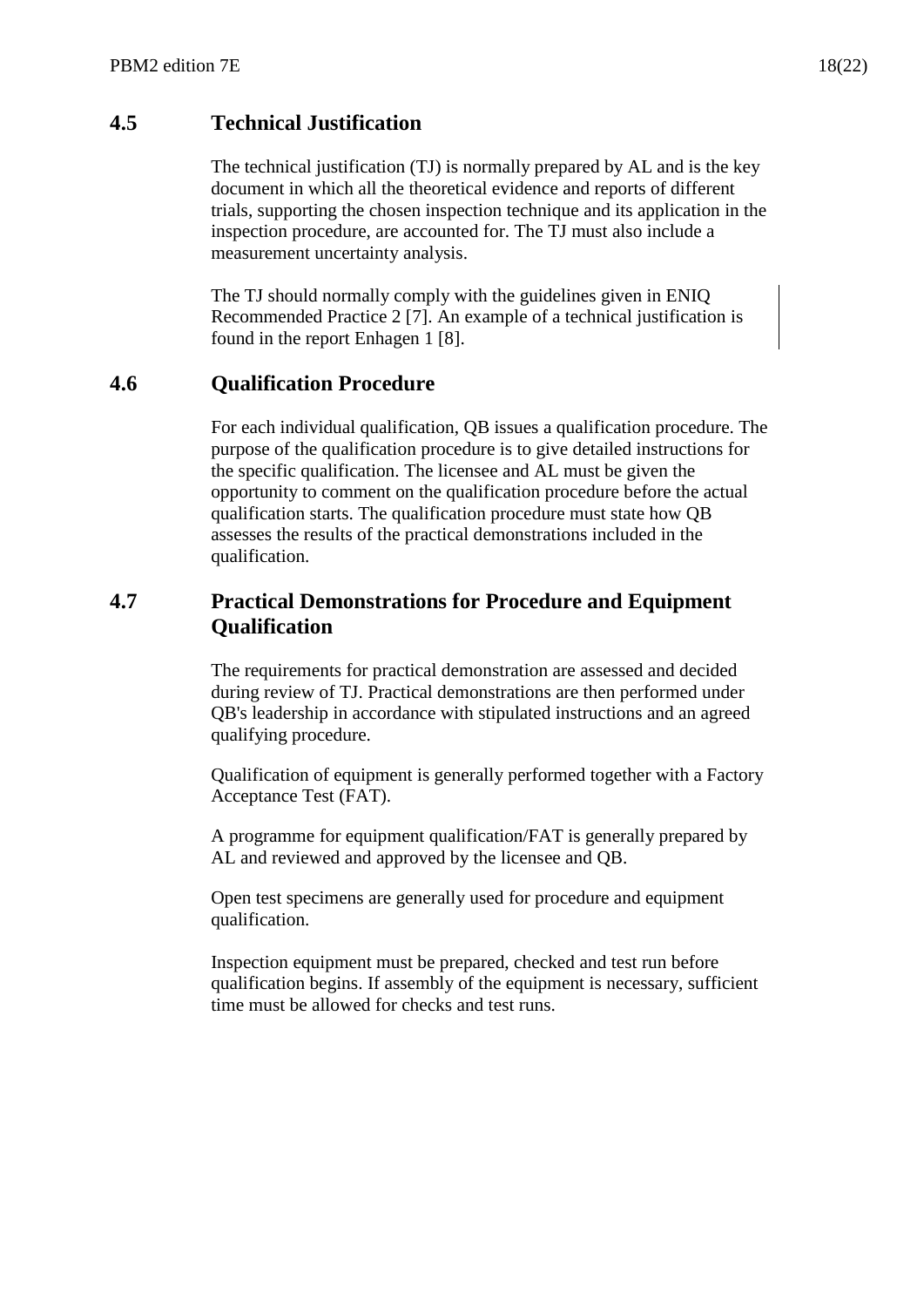## 4.5 Technical Justification

The technical justification (TJ) is normally prepared by AL and is the key document in which all the theoretical evidence and reports of different trials, supporting the chosen inspection technique and its application in the inspection procedure, are accounted for. The TJ must also include a measurement uncertainty analysis.

The TJ should normally comply with the guidelines given in ENIQ Recommended Practice 2 [7]. An example of a technical justification is found in the report Enhagen 1 [8].

## 4.6 Qualification Procedure

For each individual qualification, QB issues a qualification procedure. The purpose of the qualification procedure is to give detailed instructions for the specific qualification. The licensee and AL must be given the opportunity to comment on the qualification procedure before the actual qualification starts. The qualification procedure must state how QB assesses the results of the practical demonstrations included in the qualification.

## 4.7 Practical Demonstrations for Procedure and Equipment Qualification

The requirements for practical demonstration are assessed and decided during review of TJ. Practical demonstrations are then performed under QB's leadership in accordance with stipulated instructions and an agreed qualifying procedure.

Qualification of equipment is generally performed together with a Factory Acceptance Test (FAT).

A programme for equipment qualification/FAT is generally prepared by AL and reviewed and approved by the licensee and QB.

Open test specimens are generally used for procedure and equipment qualification.

Inspection equipment must be prepared, checked and test run before qualification begins. If assembly of the equipment is necessary, sufficient time must be allowed for checks and test runs.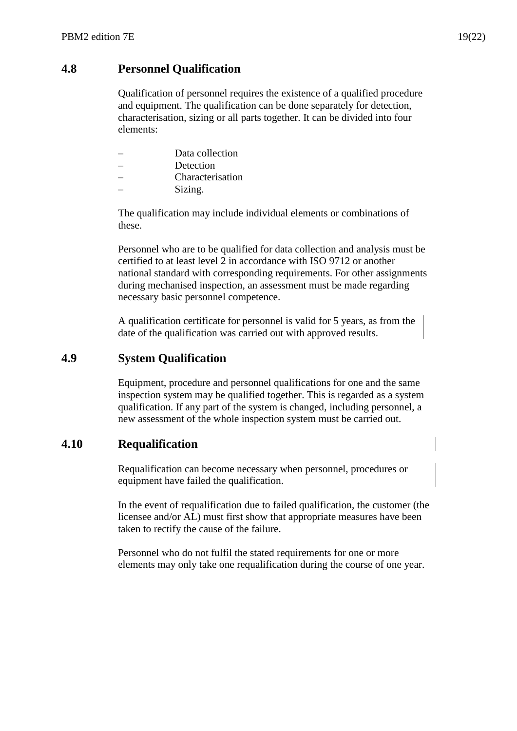## 4.8 Personnel Qualification

Qualification of personnel requires the existence of a qualified procedure and equipment. The qualification can be done separately for detection, characterisation, sizing or all parts together. It can be divided into four elements:

- Data collection
- Detection
- Characterisation
- Sizing.

The qualification may include individual elements or combinations of these.

Personnel who are to be qualified for data collection and analysis must be certified to at least level 2 in accordance with ISO 9712 or another national standard with corresponding requirements. For other assignments during mechanised inspection, an assessment must be made regarding necessary basic personnel competence.

A qualification certificate for personnel is valid for 5 years, as from the date of the qualification was carried out with approved results.

## 4.9 System Qualification

Equipment, procedure and personnel qualifications for one and the same inspection system may be qualified together. This is regarded as a system qualification. If any part of the system is changed, including personnel, a new assessment of the whole inspection system must be carried out.

## 4.10 Requalification

Requalification can become necessary when personnel, procedures or equipment have failed the qualification.

In the event of requalification due to failed qualification, the customer (the licensee and/or AL) must first show that appropriate measures have been taken to rectify the cause of the failure.

Personnel who do not fulfil the stated requirements for one or more elements may only take one requalification during the course of one year.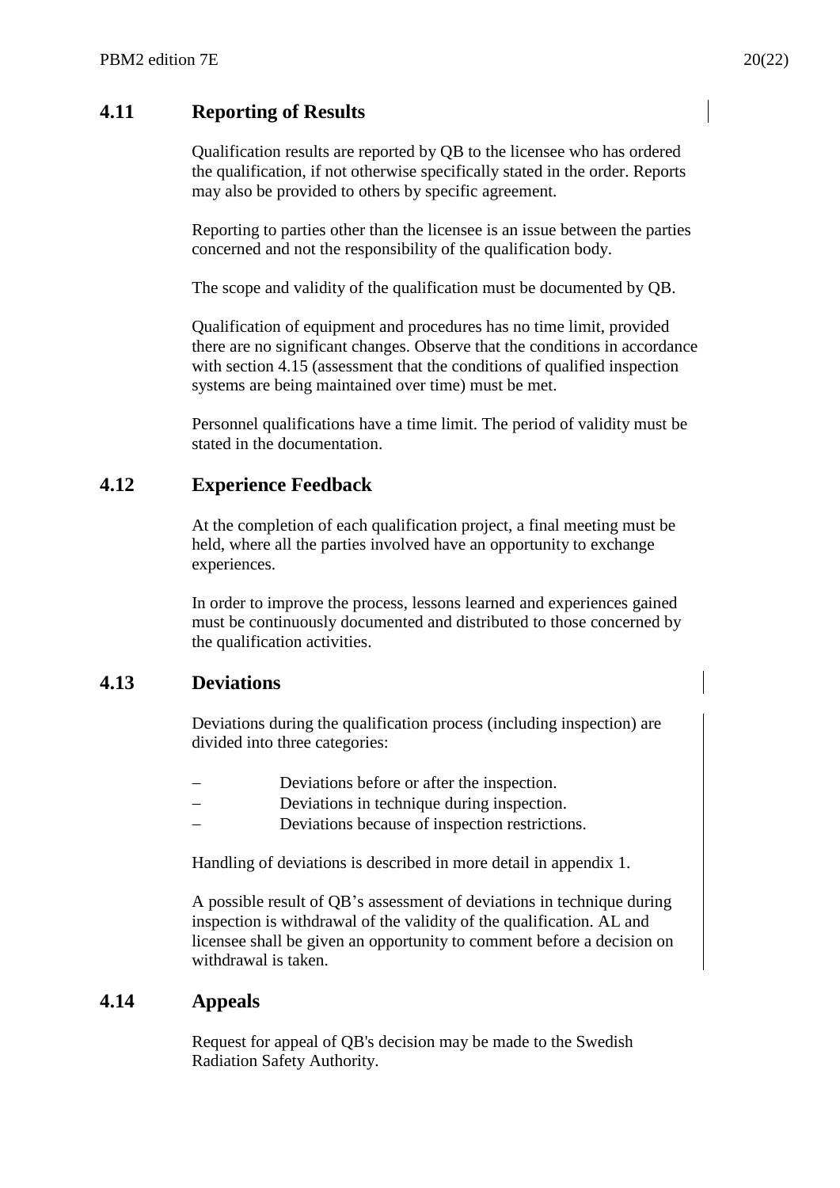## 4.11 Reporting of Results

Qualification results are reported by QB to the licensee who has ordered the qualification, if not otherwise specifically stated in the order. Reports may also be provided to others by specific agreement.

Reporting to parties other than the licensee is an issue between the parties concerned and not the responsibility of the qualification body.

The scope and validity of the qualification must be documented by QB.

Qualification of equipment and procedures has no time limit, provided there are no significant changes. Observe that the conditions in accordance with section 4.15 (assessment that the conditions of qualified inspection systems are being maintained over time) must be met.

Personnel qualifications have a time limit. The period of validity must be stated in the documentation.

## 4.12 Experience Feedback

At the completion of each qualification project, a final meeting must be held, where all the parties involved have an opportunity to exchange experiences.

In order to improve the process, lessons learned and experiences gained must be continuously documented and distributed to those concerned by the qualification activities.

## 4.13 Deviations

Deviations during the qualification process (including inspection) are divided into three categories:

- Deviations before or after the inspection.
- Deviations in technique during inspection.
- Deviations because of inspection restrictions.

Handling of deviations is described in more detail in appendix 1.

A possible result of QB's assessment of deviations in technique during inspection is withdrawal of the validity of the qualification. AL and licensee shall be given an opportunity to comment before a decision on withdrawal is taken.

## 4.14 Appeals

Request for appeal of QB's decision may be made to the Swedish Radiation Safety Authority.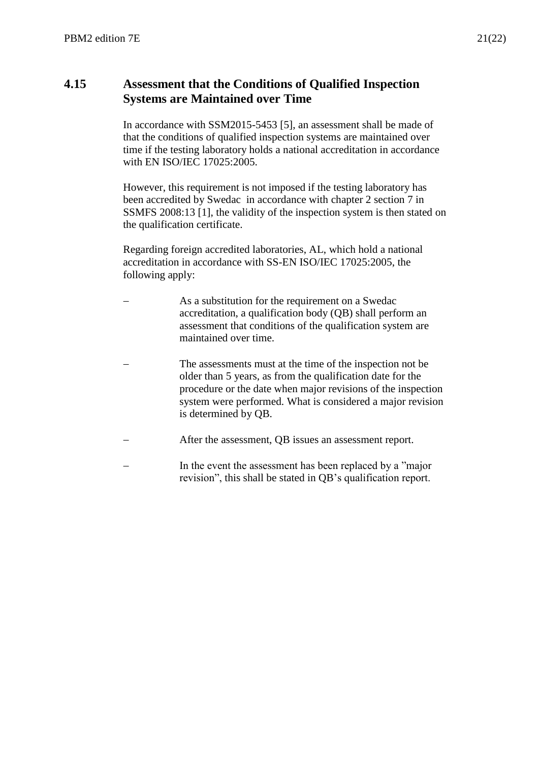## 4.15 Assessment that the Conditions of Qualified Inspection Systems are Maintained over Time

In accordance with SSM2015-5453 [5], an assessment shall be made of that the conditions of qualified inspection systems are maintained over time if the testing laboratory holds a national accreditation in accordance with EN ISO/IEC 17025:2005.

However, this requirement is not imposed if the testing laboratory has been accredited by Swedac in accordance with chapter 2 section 7 in SSMFS 2008:13 [1], the validity of the inspection system is then stated on the qualification certificate.

Regarding foreign accredited laboratories, AL, which hold a national accreditation in accordance with SS-EN ISO/IEC 17025:2005, the following apply:

- As a substitution for the requirement on a Swedac accreditation, a qualification body (QB) shall perform an assessment that conditions of the qualification system are maintained over time.
- The assessments must at the time of the inspection not be older than 5 years, as from the qualification date for the procedure or the date when major revisions of the inspection system were performed. What is considered a major revision is determined by QB.
- After the assessment, QB issues an assessment report.
- In the event the assessment has been replaced by a ”major revision”, this shall be stated in QB’s qualification report.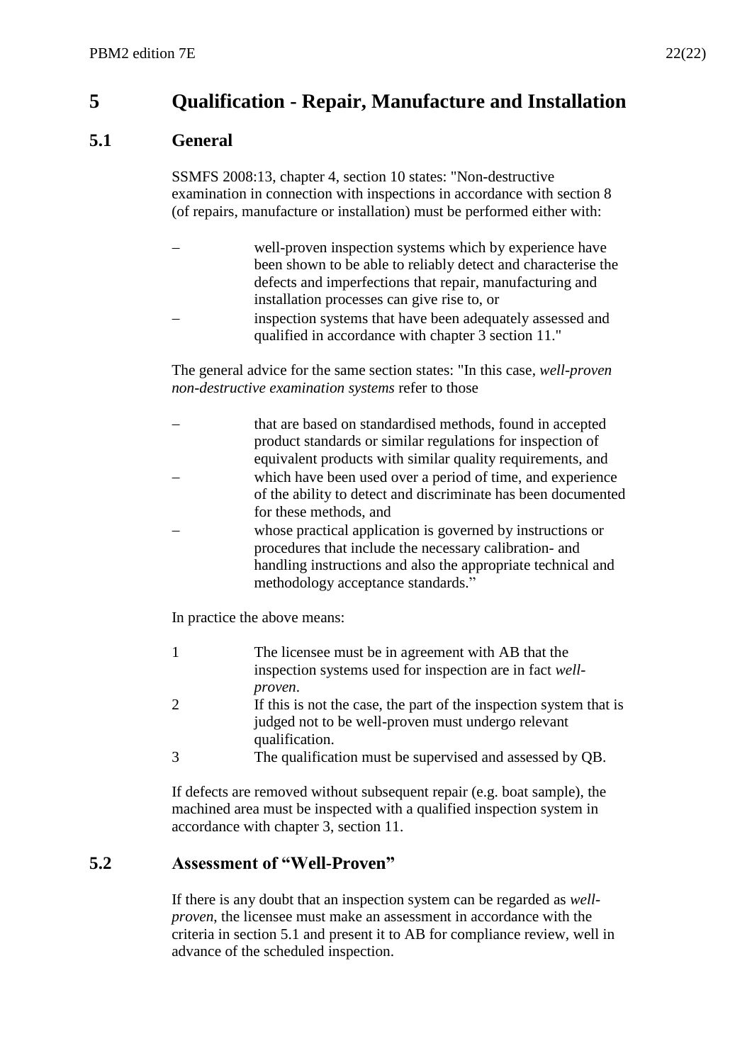# 5 Qualification - Repair, Manufacture and Installation

## 5.1 General

SSMFS 2008:13, chapter 4, section 10 states: "Non-destructive examination in connection with inspections in accordance with section 8 (of repairs, manufacture or installation) must be performed either with:

- well-proven inspection systems which by experience have been shown to be able to reliably detect and characterise the defects and imperfections that repair, manufacturing and installation processes can give rise to, or
- inspection systems that have been adequately assessed and qualified in accordance with chapter 3 section 11."

The general advice for the same section states: "In this case, *well-proven non-destructive examination systems* refer to those

- that are based on standardised methods, found in accepted product standards or similar regulations for inspection of equivalent products with similar quality requirements, and
- which have been used over a period of time, and experience of the ability to detect and discriminate has been documented for these methods, and
- whose practical application is governed by instructions or procedures that include the necessary calibration- and handling instructions and also the appropriate technical and methodology acceptance standards."

In practice the above means:

1. The licensee must be in agreement with AB that the inspection systems used for inspection are in fact *well-proven*.
2. If this is not the case, the part of the inspection system that is judged not to be well-proven must undergo relevant qualification.
3. The qualification must be supervised and assessed by QB.

If defects are removed without subsequent repair (e.g. boat sample), the machined area must be inspected with a qualified inspection system in accordance with chapter 3, section 11.

## 5.2 Assessment of "Well-Proven"

If there is any doubt that an inspection system can be regarded as *well-proven*, the licensee must make an assessment in accordance with the criteria in section 5.1 and present it to AB for compliance review, well in advance of the scheduled inspection.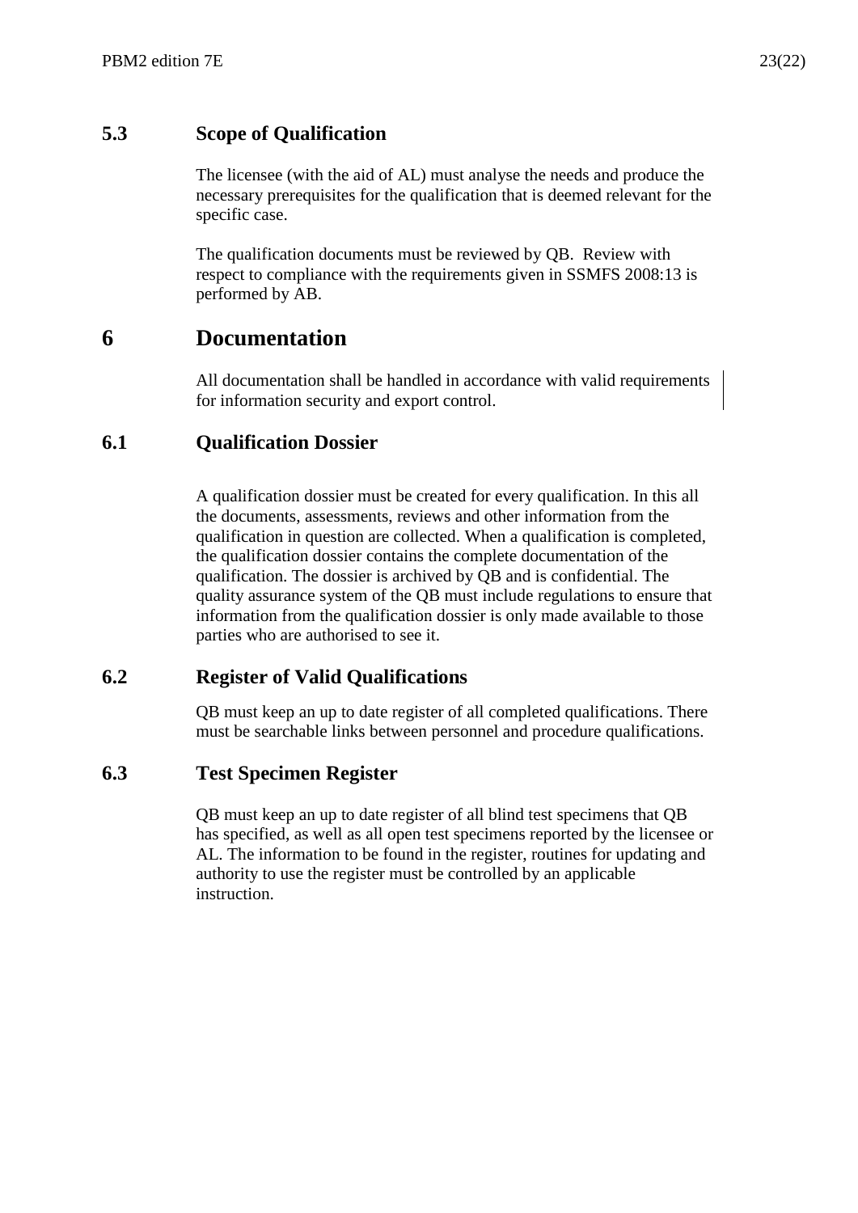## 5.3 Scope of Qualification

The licensee (with the aid of AL) must analyse the needs and produce the necessary prerequisites for the qualification that is deemed relevant for the specific case.

The qualification documents must be reviewed by QB. Review with respect to compliance with the requirements given in SSMFS 2008:13 is performed by AB.

# 6 Documentation

All documentation shall be handled in accordance with valid requirements for information security and export control.

## 6.1 Qualification Dossier

A qualification dossier must be created for every qualification. In this all the documents, assessments, reviews and other information from the qualification in question are collected. When a qualification is completed, the qualification dossier contains the complete documentation of the qualification. The dossier is archived by QB and is confidential. The quality assurance system of the QB must include regulations to ensure that information from the qualification dossier is only made available to those parties who are authorised to see it.

## 6.2 Register of Valid Qualifications

QB must keep an up to date register of all completed qualifications. There must be searchable links between personnel and procedure qualifications.

## 6.3 Test Specimen Register

QB must keep an up to date register of all blind test specimens that QB has specified, as well as all open test specimens reported by the licensee or AL. The information to be found in the register, routines for updating and authority to use the register must be controlled by an applicable instruction.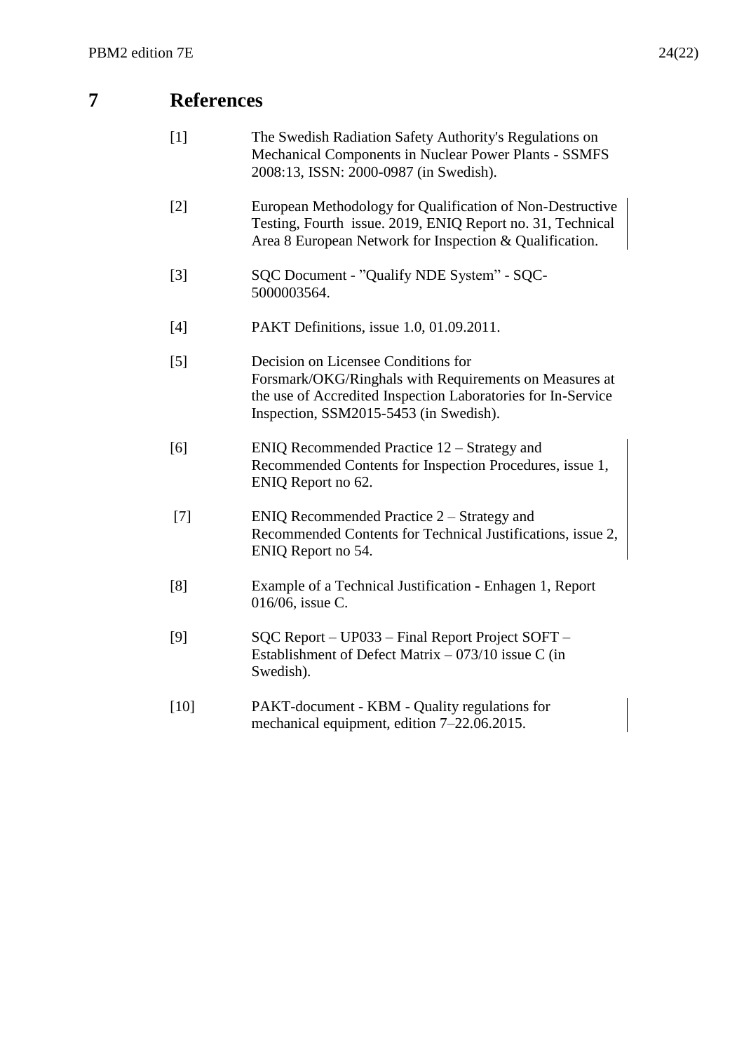# 7 References

[1] The Swedish Radiation Safety Authority's Regulations on Mechanical Components in Nuclear Power Plants - SSMFS 2008:13, ISSN: 2000-0987 (in Swedish).

[2] European Methodology for Qualification of Non-Destructive Testing, Fourth issue. 2019, ENIQ Report no. 31, Technical Area 8 European Network for Inspection & Qualification.

[3] SQC Document - ”Qualify NDE System” - SQC-5000003564.

[4] PAKT Definitions, issue 1.0, 01.09.2011.

[5] Decision on Licensee Conditions for Forsmark/OKG/Ringhals with Requirements on Measures at the use of Accredited Inspection Laboratories for In-Service Inspection, SSM2015-5453 (in Swedish).

[6] ENIQ Recommended Practice 12 – Strategy and Recommended Contents for Inspection Procedures, issue 1, ENIQ Report no 62.

[7] ENIQ Recommended Practice 2 – Strategy and Recommended Contents for Technical Justifications, issue 2, ENIQ Report no 54.

[8] Example of a Technical Justification - Enhagen 1, Report 016/06, issue C.

[9] SQC Report – UP033 – Final Report Project SOFT – Establishment of Defect Matrix – 073/10 issue C (in Swedish).

[10] PAKT-document - KBM - Quality regulations for mechanical equipment, edition 7–22.06.2015.